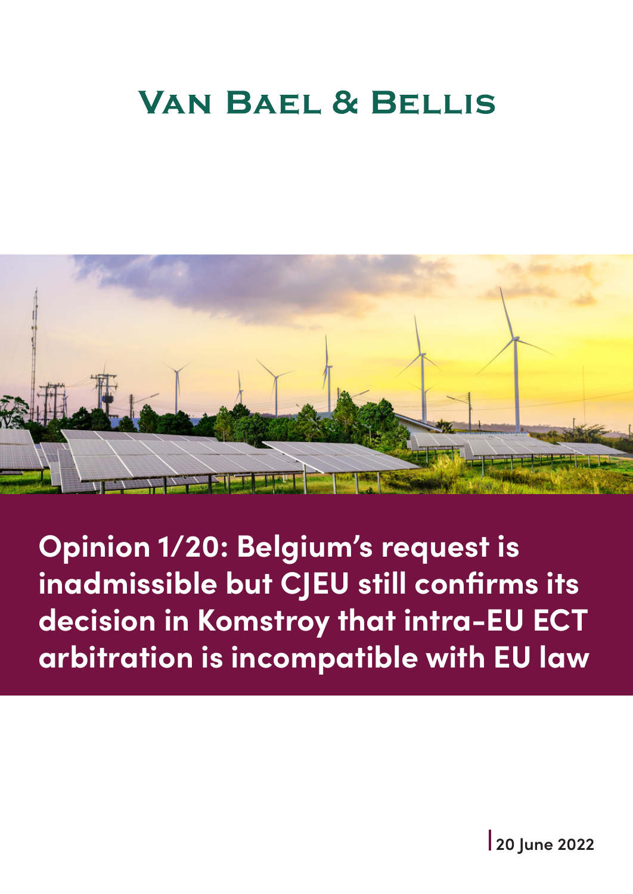Van Bael & Bellis

# Opinion 1/20: Belgium's request is inadmissible but CJEU still confirms its decision in Komstroy that intra-EU ECT arbitration is incompatible with EU law

20 June 2022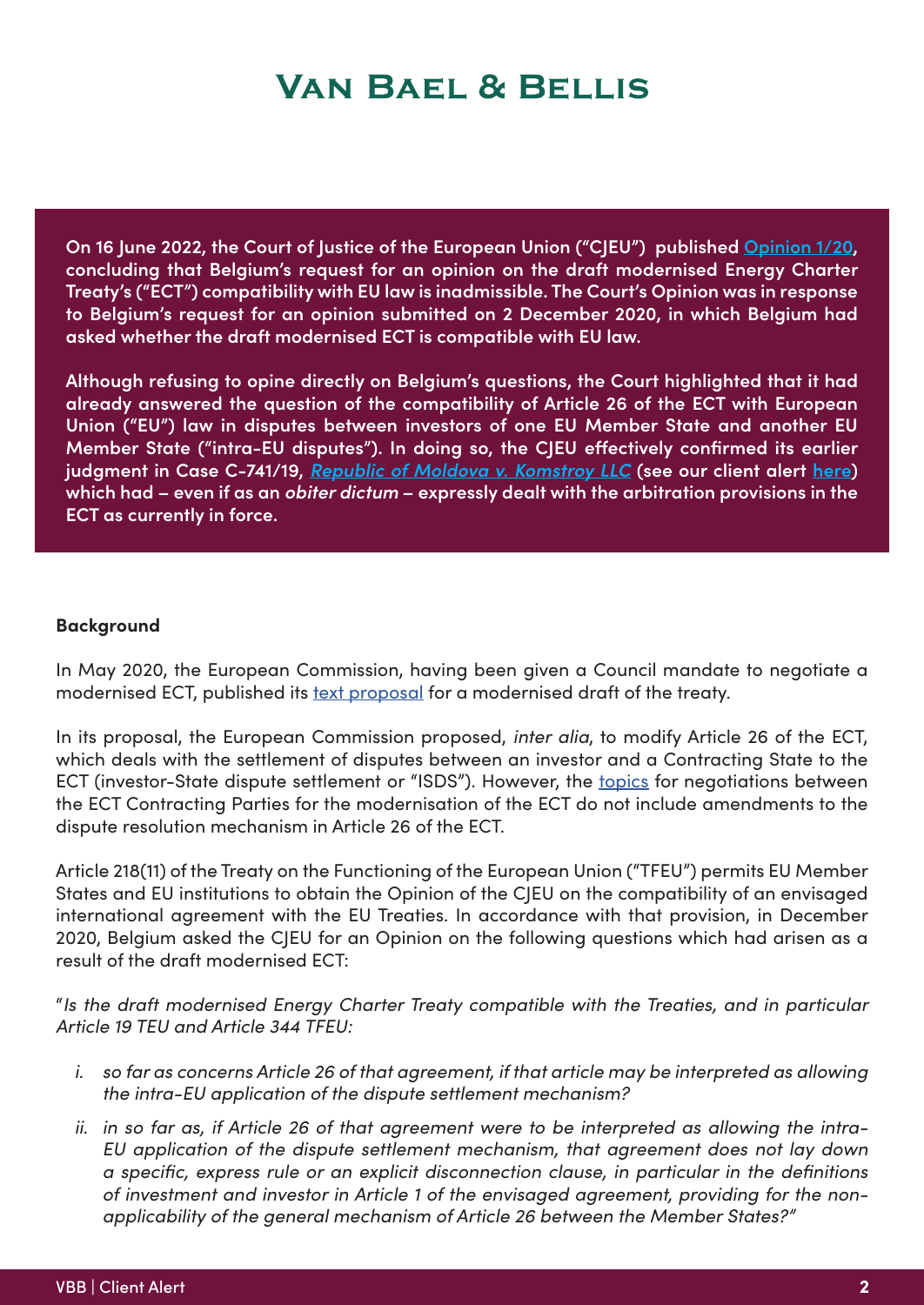**On 16 June 2022, the Court of Justice of the European Union ("CJEU") published [Opinion 1/20](), concluding that Belgium's request for an opinion on the draft modernised Energy Charter Treaty's ("ECT") compatibility with EU law is inadmissible. The Court's Opinion was in response to Belgium's request for an opinion submitted on 2 December 2020, in which Belgium had asked whether the draft modernised ECT is compatible with EU law.**

**Although refusing to opine directly on Belgium's questions, the Court highlighted that it had already answered the question of the compatibility of Article 26 of the ECT with European Union ("EU") law in disputes between investors of one EU Member State and another EU Member State ("intra-EU disputes"). In doing so, the CJEU effectively confirmed its earlier judgment in Case C-741/19, *[Republic of Moldova v. Komstroy LLC]()* (see our client alert [here]()) which had – even if as an *obiter dictum* – expressly dealt with the arbitration provisions in the ECT as currently in force.**

**Background**

In May 2020, the European Commission, having been given a Council mandate to negotiate a modernised ECT, published its [text proposal]() for a modernised draft of the treaty.

In its proposal, the European Commission proposed, *inter alia*, to modify Article 26 of the ECT, which deals with the settlement of disputes between an investor and a Contracting State to the ECT (investor-State dispute settlement or "ISDS"). However, the [topics]() for negotiations between the ECT Contracting Parties for the modernisation of the ECT do not include amendments to the dispute resolution mechanism in Article 26 of the ECT.

Article 218(11) of the Treaty on the Functioning of the European Union ("TFEU") permits EU Member States and EU institutions to obtain the Opinion of the CJEU on the compatibility of an envisaged international agreement with the EU Treaties. In accordance with that provision, in December 2020, Belgium asked the CJEU for an Opinion on the following questions which had arisen as a result of the draft modernised ECT:

"*Is the draft modernised Energy Charter Treaty compatible with the Treaties, and in particular Article 19 TEU and Article 344 TFEU:*

*i. so far as concerns Article 26 of that agreement, if that article may be interpreted as allowing the intra-EU application of the dispute settlement mechanism?*

*ii. in so far as, if Article 26 of that agreement were to be interpreted as allowing the intra-EU application of the dispute settlement mechanism, that agreement does not lay down a specific, express rule or an explicit disconnection clause, in particular in the definitions of investment and investor in Article 1 of the envisaged agreement, providing for the non-applicability of the general mechanism of Article 26 between the Member States?"*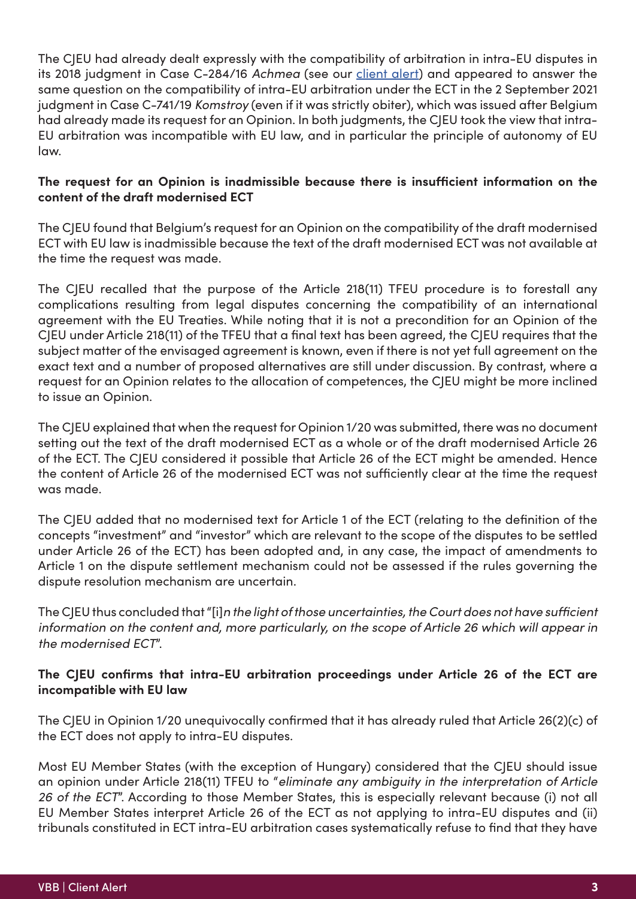The CJEU had already dealt expressly with the compatibility of arbitration in intra-EU disputes in its 2018 judgment in Case C-284/16 *Achmea* (see our client alert) and appeared to answer the same question on the compatibility of intra-EU arbitration under the ECT in the 2 September 2021 judgment in Case C-741/19 *Komstroy* (even if it was strictly obiter), which was issued after Belgium had already made its request for an Opinion. In both judgments, the CJEU took the view that intra-EU arbitration was incompatible with EU law, and in particular the principle of autonomy of EU law.

**The request for an Opinion is inadmissible because there is insufficient information on the content of the draft modernised ECT**

The CJEU found that Belgium's request for an Opinion on the compatibility of the draft modernised ECT with EU law is inadmissible because the text of the draft modernised ECT was not available at the time the request was made.

The CJEU recalled that the purpose of the Article 218(11) TFEU procedure is to forestall any complications resulting from legal disputes concerning the compatibility of an international agreement with the EU Treaties. While noting that it is not a precondition for an Opinion of the CJEU under Article 218(11) of the TFEU that a final text has been agreed, the CJEU requires that the subject matter of the envisaged agreement is known, even if there is not yet full agreement on the exact text and a number of proposed alternatives are still under discussion. By contrast, where a request for an Opinion relates to the allocation of competences, the CJEU might be more inclined to issue an Opinion.

The CJEU explained that when the request for Opinion 1/20 was submitted, there was no document setting out the text of the draft modernised ECT as a whole or of the draft modernised Article 26 of the ECT. The CJEU considered it possible that Article 26 of the ECT might be amended. Hence the content of Article 26 of the modernised ECT was not sufficiently clear at the time the request was made.

The CJEU added that no modernised text for Article 1 of the ECT (relating to the definition of the concepts "investment" and "investor" which are relevant to the scope of the disputes to be settled under Article 26 of the ECT) has been adopted and, in any case, the impact of amendments to Article 1 on the dispute settlement mechanism could not be assessed if the rules governing the dispute resolution mechanism are uncertain.

The CJEU thus concluded that "[i]*n the light of those uncertainties, the Court does not have sufficient information on the content and, more particularly, on the scope of Article 26 which will appear in the modernised ECT*".

**The CJEU confirms that intra-EU arbitration proceedings under Article 26 of the ECT are incompatible with EU law**

The CJEU in Opinion 1/20 unequivocally confirmed that it has already ruled that Article 26(2)(c) of the ECT does not apply to intra-EU disputes.

Most EU Member States (with the exception of Hungary) considered that the CJEU should issue an opinion under Article 218(11) TFEU to "*eliminate any ambiguity in the interpretation of Article 26 of the ECT*". According to those Member States, this is especially relevant because (i) not all EU Member States interpret Article 26 of the ECT as not applying to intra-EU disputes and (ii) tribunals constituted in ECT intra-EU arbitration cases systematically refuse to find that they have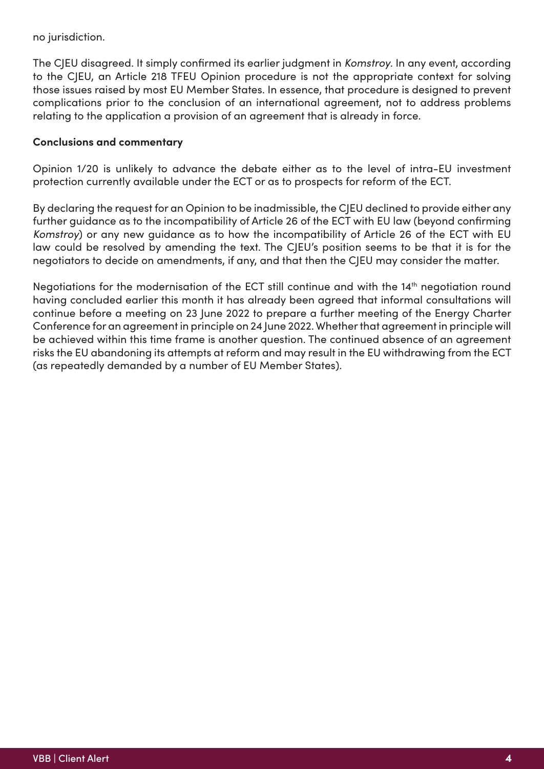no jurisdiction.

The CJEU disagreed. It simply confirmed its earlier judgment in *Komstroy*. In any event, according to the CJEU, an Article 218 TFEU Opinion procedure is not the appropriate context for solving those issues raised by most EU Member States. In essence, that procedure is designed to prevent complications prior to the conclusion of an international agreement, not to address problems relating to the application a provision of an agreement that is already in force.

**Conclusions and commentary**

Opinion 1/20 is unlikely to advance the debate either as to the level of intra-EU investment protection currently available under the ECT or as to prospects for reform of the ECT.

By declaring the request for an Opinion to be inadmissible, the CJEU declined to provide either any further guidance as to the incompatibility of Article 26 of the ECT with EU law (beyond confirming *Komstroy*) or any new guidance as to how the incompatibility of Article 26 of the ECT with EU law could be resolved by amending the text. The CJEU's position seems to be that it is for the negotiators to decide on amendments, if any, and that then the CJEU may consider the matter.

Negotiations for the modernisation of the ECT still continue and with the 14th negotiation round having concluded earlier this month it has already been agreed that informal consultations will continue before a meeting on 23 June 2022 to prepare a further meeting of the Energy Charter Conference for an agreement in principle on 24 June 2022. Whether that agreement in principle will be achieved within this time frame is another question. The continued absence of an agreement risks the EU abandoning its attempts at reform and may result in the EU withdrawing from the ECT (as repeatedly demanded by a number of EU Member States).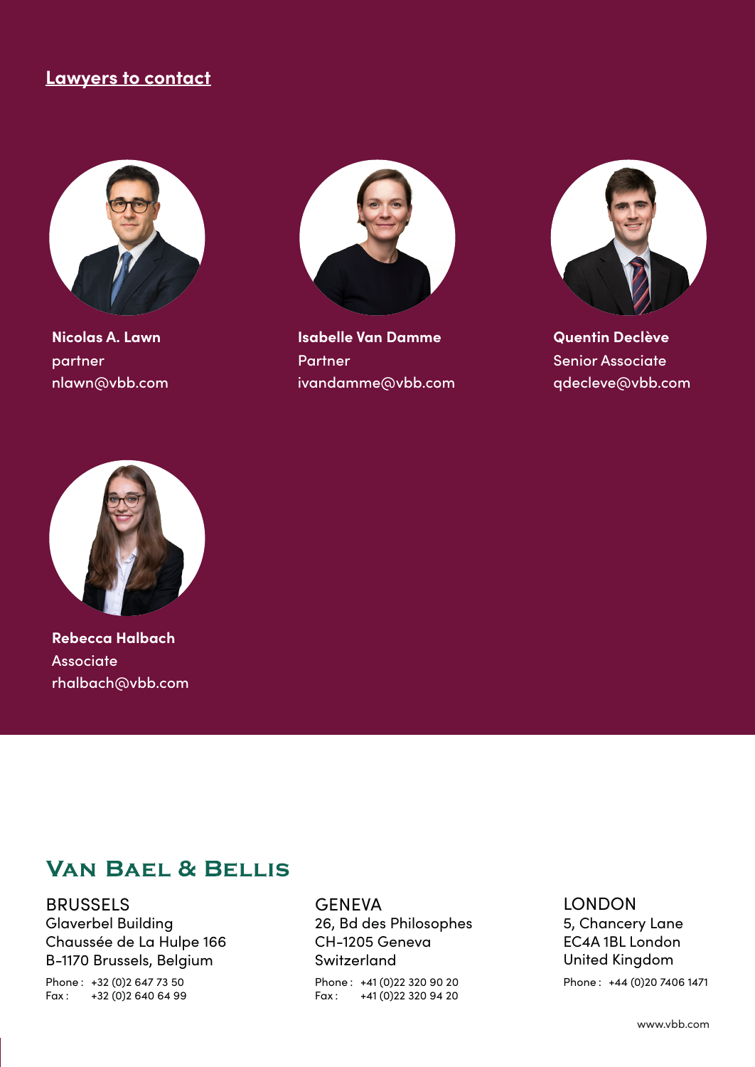## Lawyers to contact

**Nicolas A. Lawn**
partner
nlawn@vbb.com

**Isabelle Van Damme**
Partner
ivandamme@vbb.com

**Quentin Declève**
Senior Associate
qdecleve@vbb.com

**Rebecca Halbach**
Associate
rhalbach@vbb.com

**VAN BAEL & BELLIS**

BRUSSELS
Glaverbel Building
Chaussée de La Hulpe 166
B-1170 Brussels, Belgium

Phone : +32 (0)2 647 73 50
Fax : +32 (0)2 640 64 99

GENEVA
26, Bd des Philosophes
CH-1205 Geneva
Switzerland

Phone : +41 (0)22 320 90 20
Fax : +41 (0)22 320 94 20

LONDON
5, Chancery Lane
EC4A 1BL London
United Kingdom

Phone : +44 (0)20 7406 1471

www.vbb.com